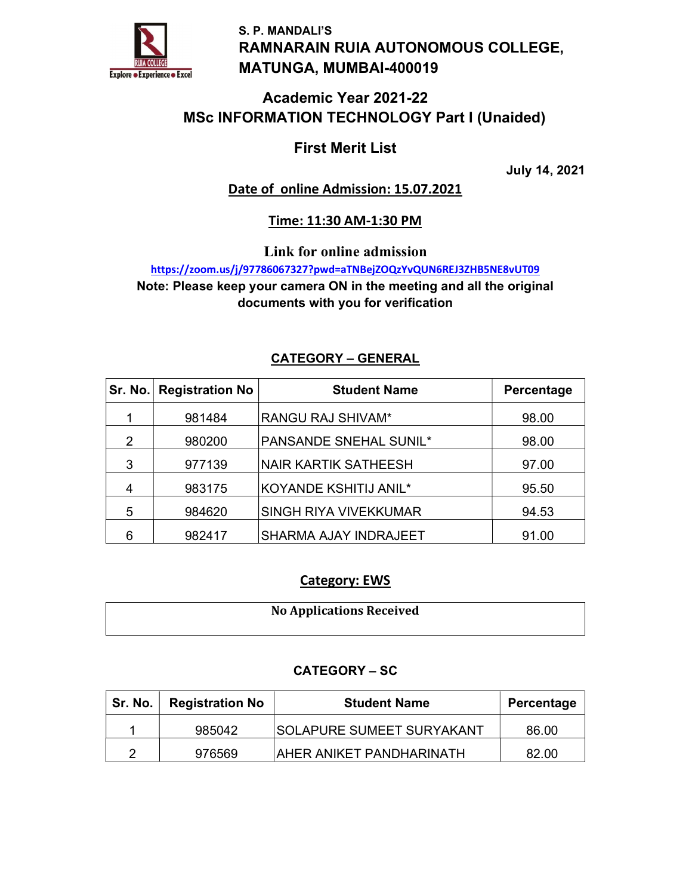S. P. MANDALI'S

# RAMNARAIN RUIA AUTONOMOUS COLLEGE, MATUNGA, MUMBAI-400019

## Academic Year 2021-22
## MSc INFORMATION TECHNOLOGY Part I (Unaided)

## First Merit List

**July 14, 2021**

**Date of online Admission: 15.07.2021**

**Time: 11:30 AM-1:30 PM**

**Link for online admission**

https://zoom.us/j/97786067327?pwd=aTNBejZOQzYvQUN6REJ3ZHB5NE8vUT09

**Note: Please keep your camera ON in the meeting and all the original documents with you for verification**

### CATEGORY – GENERAL

| Sr. No. | Registration No | Student Name | Percentage |
|---|---|---|---|
| 1 | 981484 | RANGU RAJ SHIVAM* | 98.00 |
| 2 | 980200 | PANSANDE SNEHAL SUNIL* | 98.00 |
| 3 | 977139 | NAIR KARTIK SATHEESH | 97.00 |
| 4 | 983175 | KOYANDE KSHITIJ ANIL* | 95.50 |
| 5 | 984620 | SINGH RIYA VIVEKKUMAR | 94.53 |
| 6 | 982417 | SHARMA AJAY INDRAJEET | 91.00 |

### Category: EWS

| No Applications Received |
|---|

### CATEGORY – SC

| Sr. No. | Registration No | Student Name | Percentage |
|---|---|---|---|
| 1 | 985042 | SOLAPURE SUMEET SURYAKANT | 86.00 |
| 2 | 976569 | AHER ANIKET PANDHARINATH | 82.00 |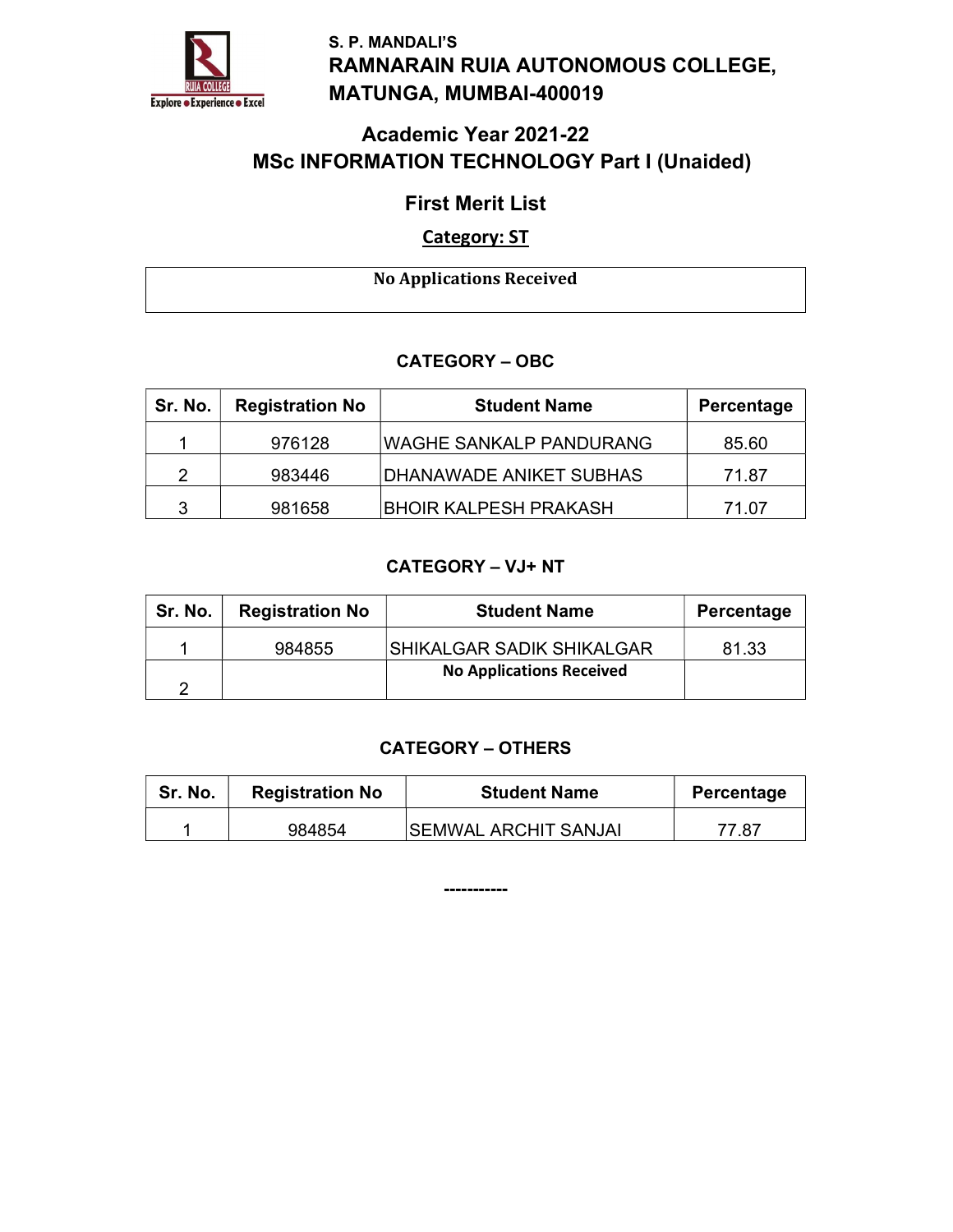S. P. MANDALI'S

# RAMNARAIN RUIA AUTONOMOUS COLLEGE, MATUNGA, MUMBAI-400019

## Academic Year 2021-22
## MSc INFORMATION TECHNOLOGY Part I (Unaided)

## First Merit List

### Category: ST

| No Applications Received |
| --- |

### CATEGORY – OBC

| Sr. No. | Registration No | Student Name | Percentage |
| --- | --- | --- | --- |
| 1 | 976128 | WAGHE SANKALP PANDURANG | 85.60 |
| 2 | 983446 | DHANAWADE ANIKET SUBHAS | 71.87 |
| 3 | 981658 | BHOIR KALPESH PRAKASH | 71.07 |

### CATEGORY – VJ+ NT

| Sr. No. | Registration No | Student Name | Percentage |
| --- | --- | --- | --- |
| 1 | 984855 | SHIKALGAR SADIK SHIKALGAR | 81.33 |
| 2 | | No Applications Received | |

### CATEGORY – OTHERS

| Sr. No. | Registration No | Student Name | Percentage |
| --- | --- | --- | --- |
| 1 | 984854 | SEMWAL ARCHIT SANJAI | 77.87 |

-----------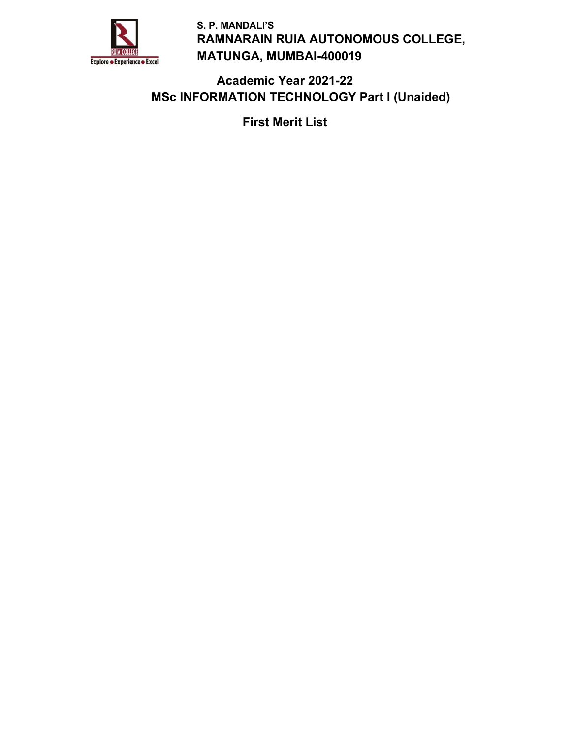S. P. MANDALI'S

**RAMNARAIN RUIA AUTONOMOUS COLLEGE, MATUNGA, MUMBAI-400019**

## Academic Year 2021-22

## MSc INFORMATION TECHNOLOGY Part I (Unaided)

## First Merit List